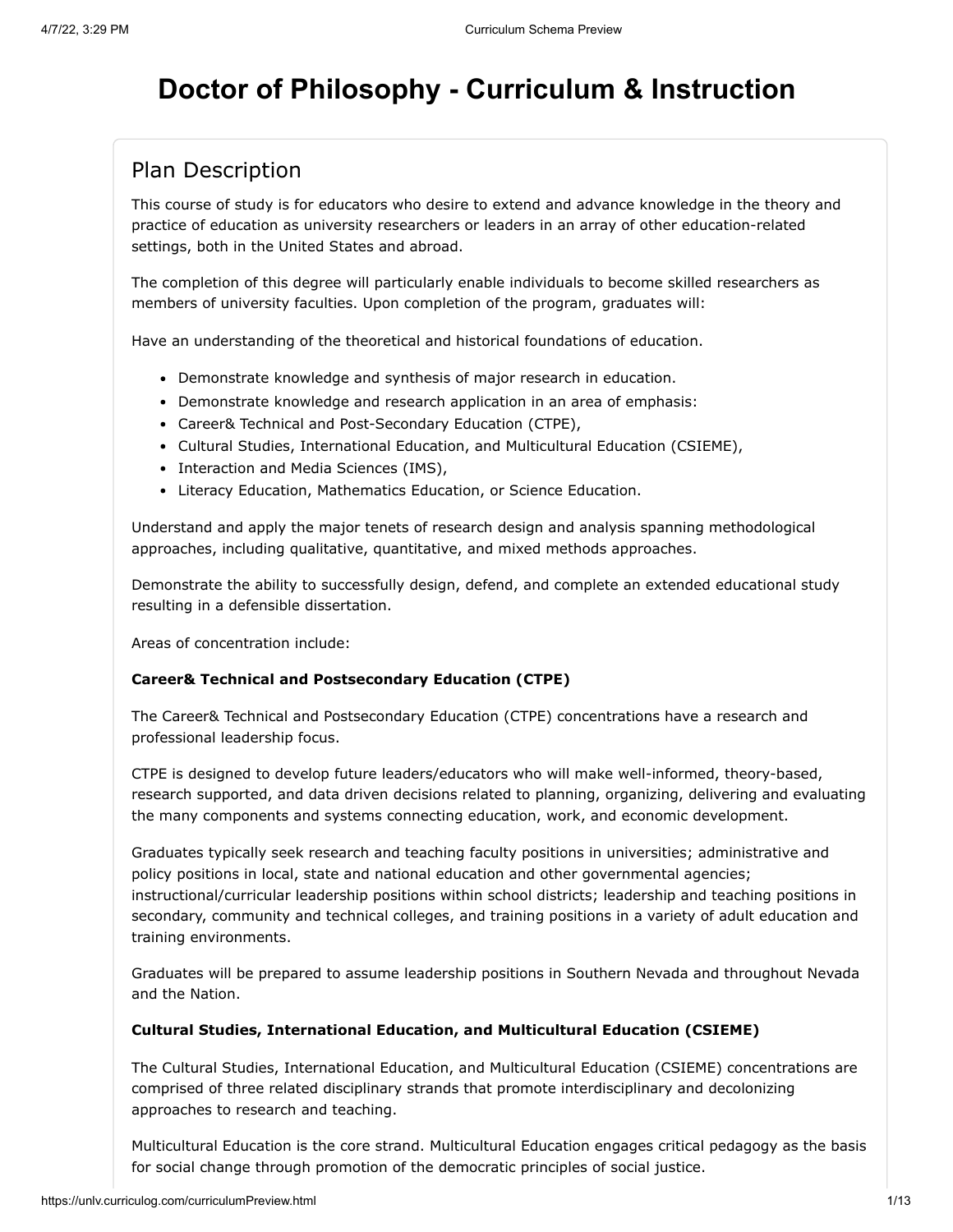# Doctor of Philosophy - Curriculum & Instruction

## Plan Description

This course of study is for educators who desire to extend and advance knowledge in the theory and practice of education as university researchers or leaders in an array of other education-related settings, both in the United States and abroad.

The completion of this degree will particularly enable individuals to become skilled researchers as members of university faculties. Upon completion of the program, graduates will:

Have an understanding of the theoretical and historical foundations of education.

- Demonstrate knowledge and synthesis of major research in education.
- Demonstrate knowledge and research application in an area of emphasis:
- Career& Technical and Post-Secondary Education (CTPE),
- Cultural Studies, International Education, and Multicultural Education (CSIEME),
- Interaction and Media Sciences (IMS),
- Literacy Education, Mathematics Education, or Science Education.

Understand and apply the major tenets of research design and analysis spanning methodological approaches, including qualitative, quantitative, and mixed methods approaches.

Demonstrate the ability to successfully design, defend, and complete an extended educational study resulting in a defensible dissertation.

Areas of concentration include:

**Career& Technical and Postsecondary Education (CTPE)**

The Career& Technical and Postsecondary Education (CTPE) concentrations have a research and professional leadership focus.

CTPE is designed to develop future leaders/educators who will make well-informed, theory-based, research supported, and data driven decisions related to planning, organizing, delivering and evaluating the many components and systems connecting education, work, and economic development.

Graduates typically seek research and teaching faculty positions in universities; administrative and policy positions in local, state and national education and other governmental agencies; instructional/curricular leadership positions within school districts; leadership and teaching positions in secondary, community and technical colleges, and training positions in a variety of adult education and training environments.

Graduates will be prepared to assume leadership positions in Southern Nevada and throughout Nevada and the Nation.

**Cultural Studies, International Education, and Multicultural Education (CSIEME)**

The Cultural Studies, International Education, and Multicultural Education (CSIEME) concentrations are comprised of three related disciplinary strands that promote interdisciplinary and decolonizing approaches to research and teaching.

Multicultural Education is the core strand. Multicultural Education engages critical pedagogy as the basis for social change through promotion of the democratic principles of social justice.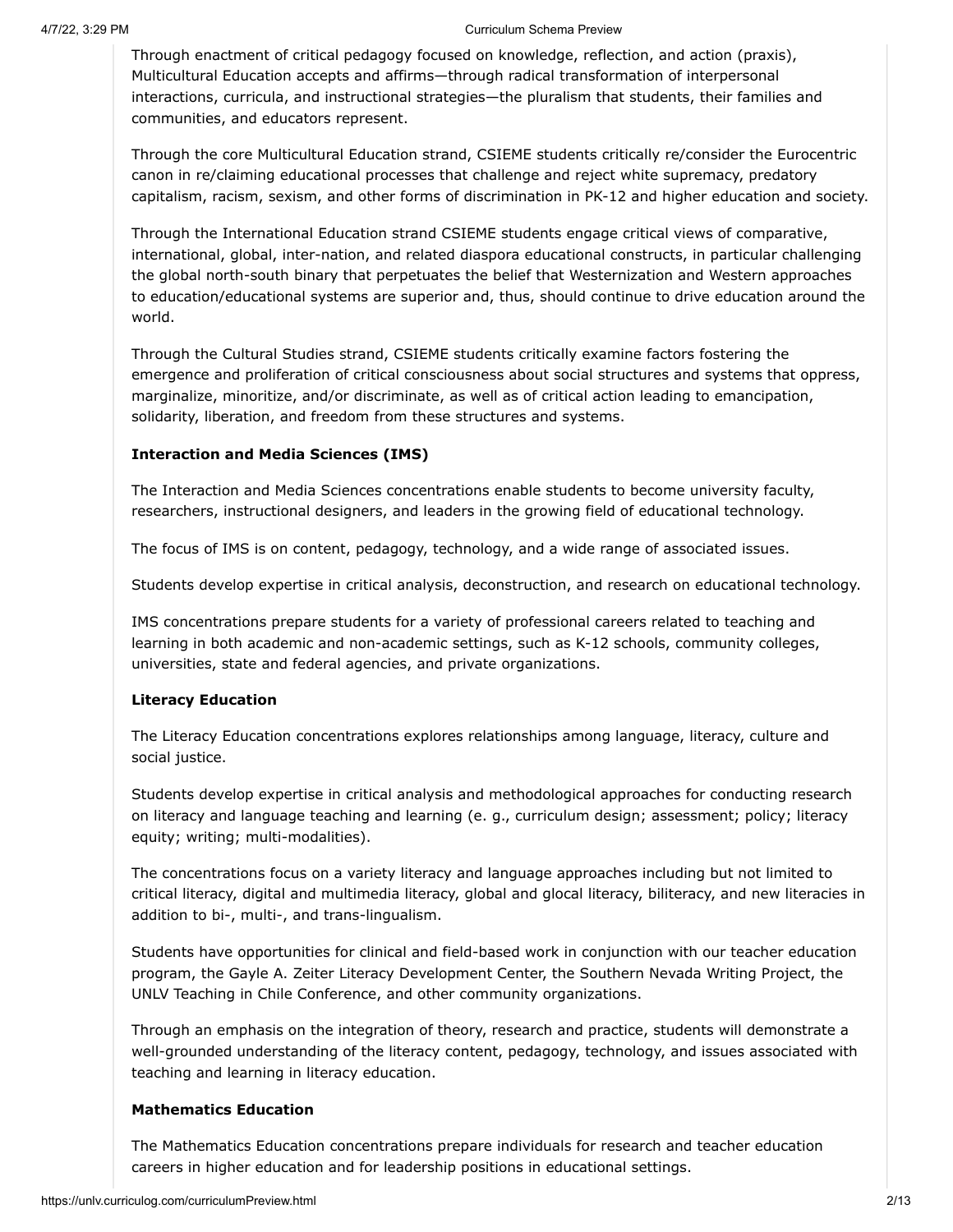Through enactment of critical pedagogy focused on knowledge, reflection, and action (praxis), Multicultural Education accepts and affirms—through radical transformation of interpersonal interactions, curricula, and instructional strategies—the pluralism that students, their families and communities, and educators represent.

Through the core Multicultural Education strand, CSIEME students critically re/consider the Eurocentric canon in re/claiming educational processes that challenge and reject white supremacy, predatory capitalism, racism, sexism, and other forms of discrimination in PK-12 and higher education and society.

Through the International Education strand CSIEME students engage critical views of comparative, international, global, inter-nation, and related diaspora educational constructs, in particular challenging the global north-south binary that perpetuates the belief that Westernization and Western approaches to education/educational systems are superior and, thus, should continue to drive education around the world.

Through the Cultural Studies strand, CSIEME students critically examine factors fostering the emergence and proliferation of critical consciousness about social structures and systems that oppress, marginalize, minoritize, and/or discriminate, as well as of critical action leading to emancipation, solidarity, liberation, and freedom from these structures and systems.

**Interaction and Media Sciences (IMS)**

The Interaction and Media Sciences concentrations enable students to become university faculty, researchers, instructional designers, and leaders in the growing field of educational technology.

The focus of IMS is on content, pedagogy, technology, and a wide range of associated issues.

Students develop expertise in critical analysis, deconstruction, and research on educational technology.

IMS concentrations prepare students for a variety of professional careers related to teaching and learning in both academic and non-academic settings, such as K-12 schools, community colleges, universities, state and federal agencies, and private organizations.

**Literacy Education**

The Literacy Education concentrations explores relationships among language, literacy, culture and social justice.

Students develop expertise in critical analysis and methodological approaches for conducting research on literacy and language teaching and learning (e. g., curriculum design; assessment; policy; literacy equity; writing; multi-modalities).

The concentrations focus on a variety literacy and language approaches including but not limited to critical literacy, digital and multimedia literacy, global and glocal literacy, biliteracy, and new literacies in addition to bi-, multi-, and trans-lingualism.

Students have opportunities for clinical and field-based work in conjunction with our teacher education program, the Gayle A. Zeiter Literacy Development Center, the Southern Nevada Writing Project, the UNLV Teaching in Chile Conference, and other community organizations.

Through an emphasis on the integration of theory, research and practice, students will demonstrate a well-grounded understanding of the literacy content, pedagogy, technology, and issues associated with teaching and learning in literacy education.

**Mathematics Education**

The Mathematics Education concentrations prepare individuals for research and teacher education careers in higher education and for leadership positions in educational settings.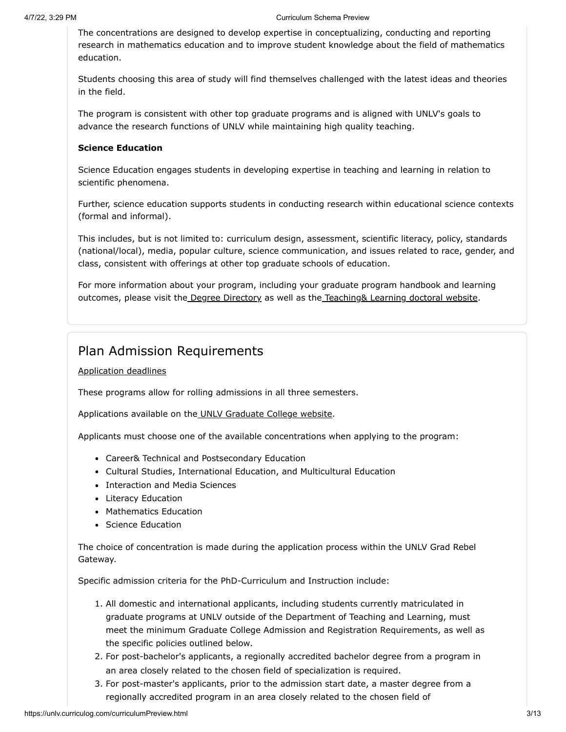The concentrations are designed to develop expertise in conceptualizing, conducting and reporting research in mathematics education and to improve student knowledge about the field of mathematics education.

Students choosing this area of study will find themselves challenged with the latest ideas and theories in the field.

The program is consistent with other top graduate programs and is aligned with UNLV's goals to advance the research functions of UNLV while maintaining high quality teaching.

**Science Education**

Science Education engages students in developing expertise in teaching and learning in relation to scientific phenomena.

Further, science education supports students in conducting research within educational science contexts (formal and informal).

This includes, but is not limited to: curriculum design, assessment, scientific literacy, policy, standards (national/local), media, popular culture, science communication, and issues related to race, gender, and class, consistent with offerings at other top graduate schools of education.

For more information about your program, including your graduate program handbook and learning outcomes, please visit the Degree Directory as well as the Teaching& Learning doctoral website.

## Plan Admission Requirements

Application deadlines

These programs allow for rolling admissions in all three semesters.

Applications available on the UNLV Graduate College website.

Applicants must choose one of the available concentrations when applying to the program:

- Career& Technical and Postsecondary Education
- Cultural Studies, International Education, and Multicultural Education
- Interaction and Media Sciences
- Literacy Education
- Mathematics Education
- Science Education

The choice of concentration is made during the application process within the UNLV Grad Rebel Gateway.

Specific admission criteria for the PhD-Curriculum and Instruction include:

1. All domestic and international applicants, including students currently matriculated in graduate programs at UNLV outside of the Department of Teaching and Learning, must meet the minimum Graduate College Admission and Registration Requirements, as well as the specific policies outlined below.
2. For post-bachelor's applicants, a regionally accredited bachelor degree from a program in an area closely related to the chosen field of specialization is required.
3. For post-master's applicants, prior to the admission start date, a master degree from a regionally accredited program in an area closely related to the chosen field of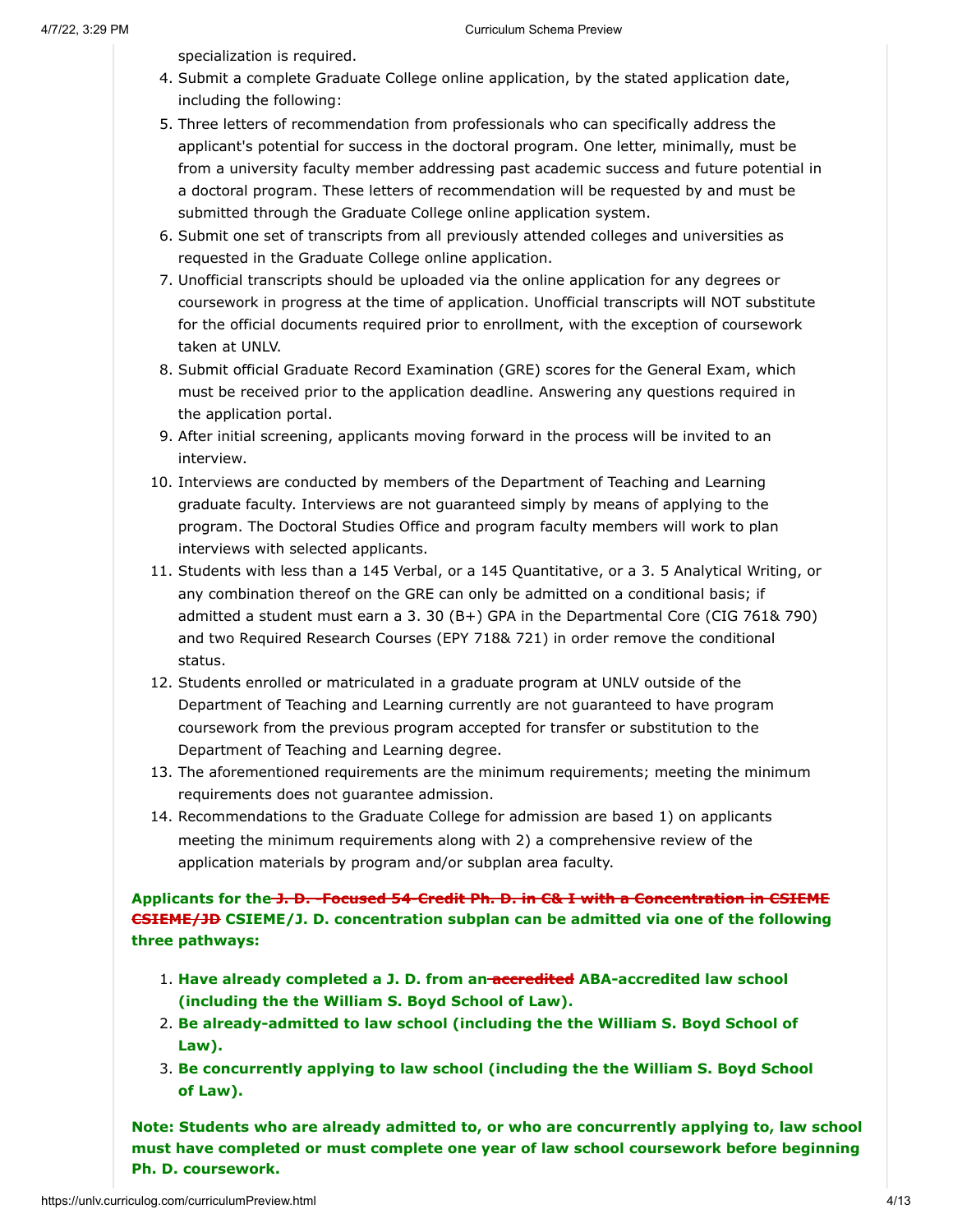specialization is required.

4. Submit a complete Graduate College online application, by the stated application date, including the following:
5. Three letters of recommendation from professionals who can specifically address the applicant's potential for success in the doctoral program. One letter, minimally, must be from a university faculty member addressing past academic success and future potential in a doctoral program. These letters of recommendation will be requested by and must be submitted through the Graduate College online application system.
6. Submit one set of transcripts from all previously attended colleges and universities as requested in the Graduate College online application.
7. Unofficial transcripts should be uploaded via the online application for any degrees or coursework in progress at the time of application. Unofficial transcripts will NOT substitute for the official documents required prior to enrollment, with the exception of coursework taken at UNLV.
8. Submit official Graduate Record Examination (GRE) scores for the General Exam, which must be received prior to the application deadline. Answering any questions required in the application portal.
9. After initial screening, applicants moving forward in the process will be invited to an interview.
10. Interviews are conducted by members of the Department of Teaching and Learning graduate faculty. Interviews are not guaranteed simply by means of applying to the program. The Doctoral Studies Office and program faculty members will work to plan interviews with selected applicants.
11. Students with less than a 145 Verbal, or a 145 Quantitative, or a 3. 5 Analytical Writing, or any combination thereof on the GRE can only be admitted on a conditional basis; if admitted a student must earn a 3. 30 (B+) GPA in the Departmental Core (CIG 761& 790) and two Required Research Courses (EPY 718& 721) in order remove the conditional status.
12. Students enrolled or matriculated in a graduate program at UNLV outside of the Department of Teaching and Learning currently are not guaranteed to have program coursework from the previous program accepted for transfer or substitution to the Department of Teaching and Learning degree.
13. The aforementioned requirements are the minimum requirements; meeting the minimum requirements does not guarantee admission.
14. Recommendations to the Graduate College for admission are based 1) on applicants meeting the minimum requirements along with 2) a comprehensive review of the application materials by program and/or subplan area faculty.

**Applicants for the ~~J. D. -Focused 54-Credit Ph. D. in C& I with a Concentration in CSIEME CSIEME/JD~~ CSIEME/J. D. concentration subplan can be admitted via one of the following three pathways:**

1. **Have already completed a J. D. from an ~~accredited~~ ABA-accredited law school (including the the William S. Boyd School of Law).**
2. **Be already-admitted to law school (including the the William S. Boyd School of Law).**
3. **Be concurrently applying to law school (including the the William S. Boyd School of Law).**

**Note: Students who are already admitted to, or who are concurrently applying to, law school must have completed or must complete one year of law school coursework before beginning Ph. D. coursework.**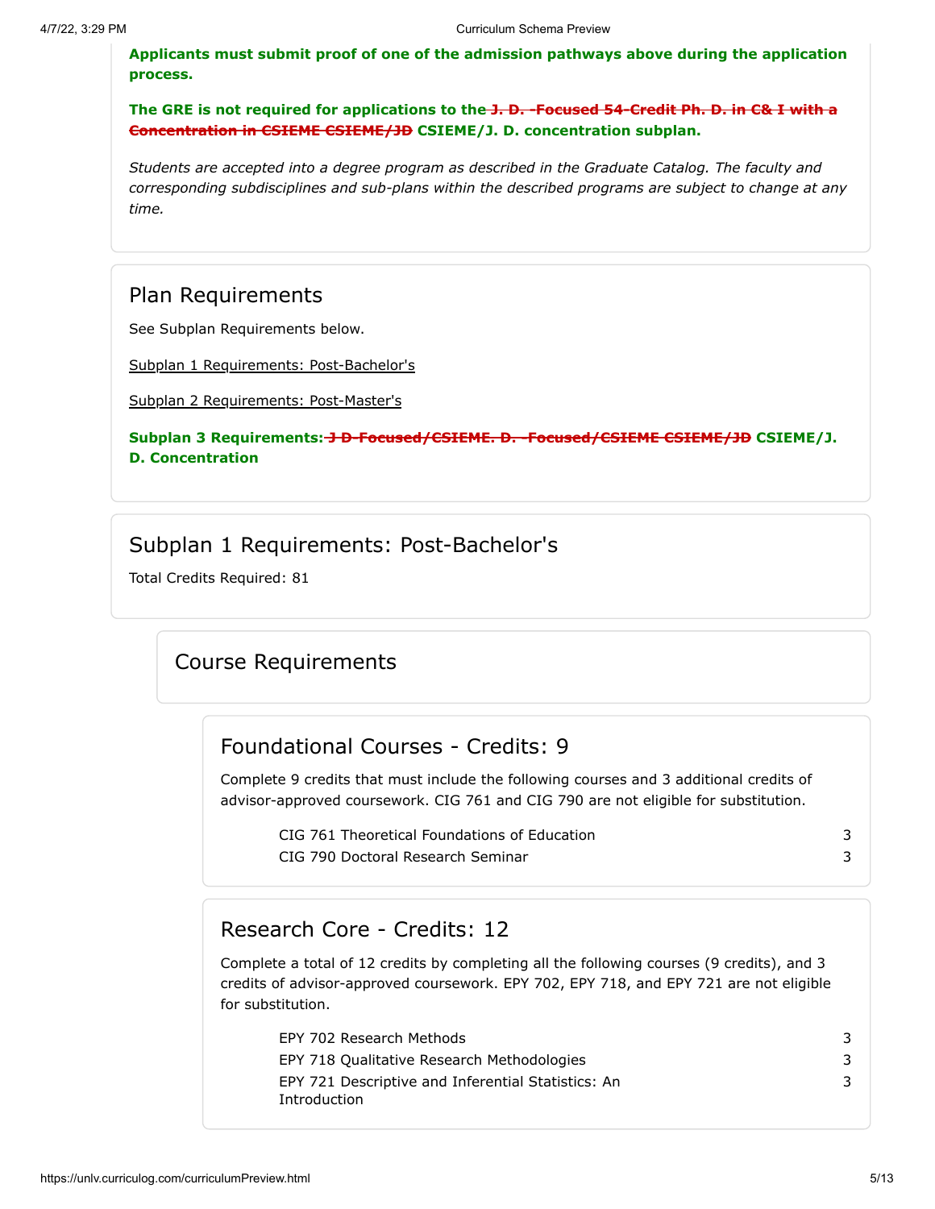**Applicants must submit proof of one of the admission pathways above during the application process.**

**The GRE is not required for applications to the ~~J. D. -Focused 54-Credit Ph. D. in C& I with a Concentration in CSIEME CSIEME/JD~~ CSIEME/J. D. concentration subplan.**

*Students are accepted into a degree program as described in the Graduate Catalog. The faculty and corresponding subdisciplines and sub-plans within the described programs are subject to change at any time.*

## Plan Requirements

See Subplan Requirements below.

Subplan 1 Requirements: Post-Bachelor's

Subplan 2 Requirements: Post-Master's

**Subplan 3 Requirements: ~~J D-Focused/CSIEME. D. -Focused/CSIEME CSIEME/JD~~ CSIEME/J. D. Concentration**

## Subplan 1 Requirements: Post-Bachelor's

Total Credits Required: 81

### Course Requirements

#### Foundational Courses - Credits: 9

Complete 9 credits that must include the following courses and 3 additional credits of advisor-approved coursework. CIG 761 and CIG 790 are not eligible for substitution.

| Course | Credits |
|---|---|
| CIG 761 Theoretical Foundations of Education | 3 |
| CIG 790 Doctoral Research Seminar | 3 |

#### Research Core - Credits: 12

Complete a total of 12 credits by completing all the following courses (9 credits), and 3 credits of advisor-approved coursework. EPY 702, EPY 718, and EPY 721 are not eligible for substitution.

| Course | Credits |
|---|---|
| EPY 702 Research Methods | 3 |
| EPY 718 Qualitative Research Methodologies | 3 |
| EPY 721 Descriptive and Inferential Statistics: An Introduction | 3 |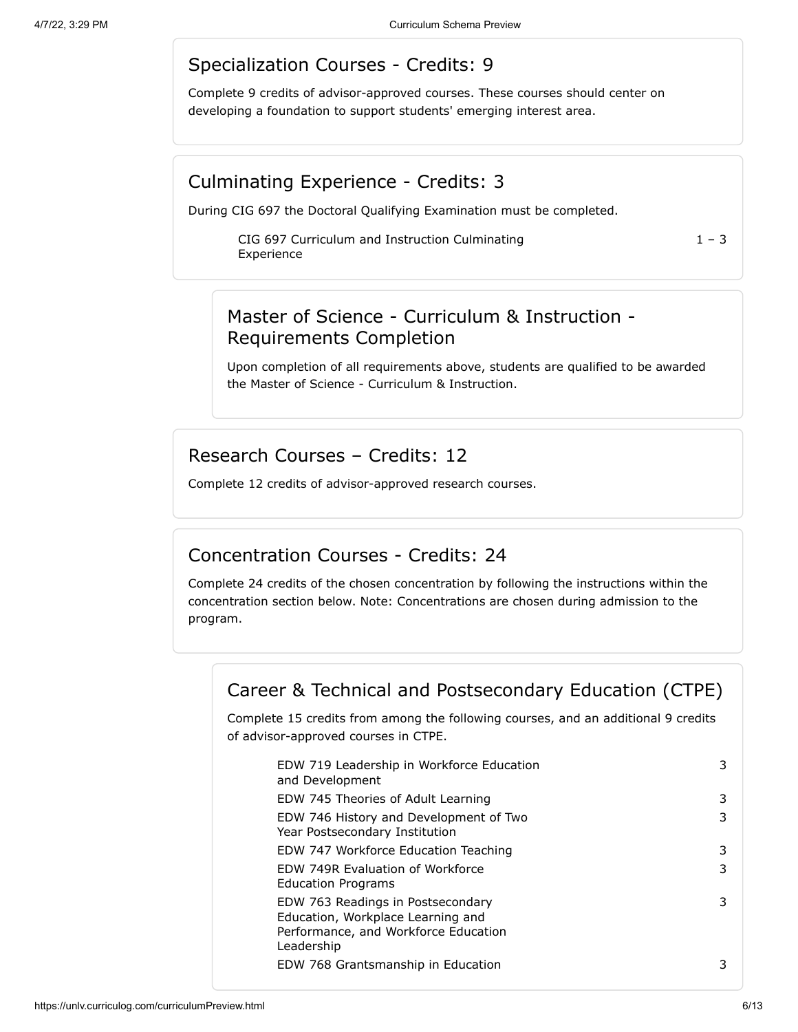## Specialization Courses - Credits: 9

Complete 9 credits of advisor-approved courses. These courses should center on developing a foundation to support students' emerging interest area.

## Culminating Experience - Credits: 3

During CIG 697 the Doctoral Qualifying Examination must be completed.

| Course | Credits |
|---|---|
| CIG 697 Curriculum and Instruction Culminating Experience | 1 – 3 |

### Master of Science - Curriculum & Instruction - Requirements Completion

Upon completion of all requirements above, students are qualified to be awarded the Master of Science - Curriculum & Instruction.

## Research Courses – Credits: 12

Complete 12 credits of advisor-approved research courses.

## Concentration Courses - Credits: 24

Complete 24 credits of the chosen concentration by following the instructions within the concentration section below. Note: Concentrations are chosen during admission to the program.

### Career & Technical and Postsecondary Education (CTPE)

Complete 15 credits from among the following courses, and an additional 9 credits of advisor-approved courses in CTPE.

| Course | Credits |
|---|---|
| EDW 719 Leadership in Workforce Education and Development | 3 |
| EDW 745 Theories of Adult Learning | 3 |
| EDW 746 History and Development of Two Year Postsecondary Institution | 3 |
| EDW 747 Workforce Education Teaching | 3 |
| EDW 749R Evaluation of Workforce Education Programs | 3 |
| EDW 763 Readings in Postsecondary Education, Workplace Learning and Performance, and Workforce Education Leadership | 3 |
| EDW 768 Grantsmanship in Education | 3 |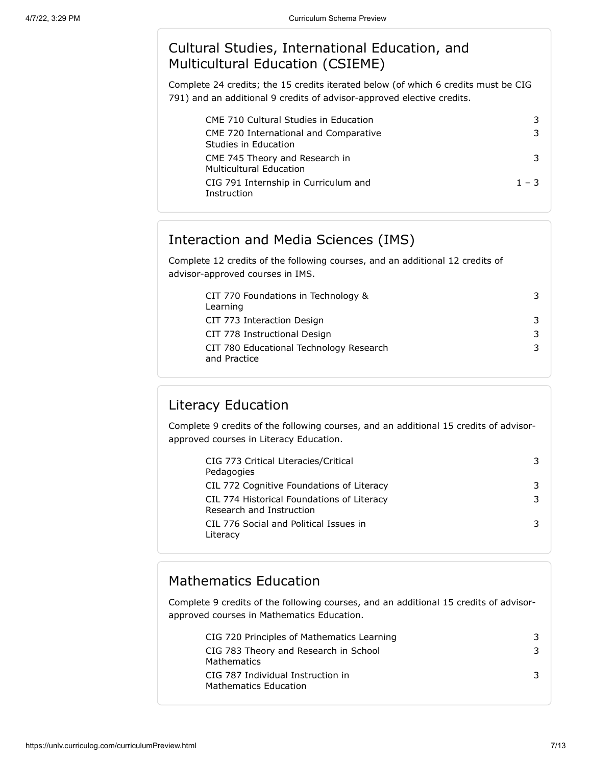## Cultural Studies, International Education, and Multicultural Education (CSIEME)

Complete 24 credits; the 15 credits iterated below (of which 6 credits must be CIG 791) and an additional 9 credits of advisor-approved elective credits.

| Course | Credits |
|---|---|
| CME 710 Cultural Studies in Education | 3 |
| CME 720 International and Comparative Studies in Education | 3 |
| CME 745 Theory and Research in Multicultural Education | 3 |
| CIG 791 Internship in Curriculum and Instruction | 1 – 3 |

## Interaction and Media Sciences (IMS)

Complete 12 credits of the following courses, and an additional 12 credits of advisor-approved courses in IMS.

| Course | Credits |
|---|---|
| CIT 770 Foundations in Technology & Learning | 3 |
| CIT 773 Interaction Design | 3 |
| CIT 778 Instructional Design | 3 |
| CIT 780 Educational Technology Research and Practice | 3 |

## Literacy Education

Complete 9 credits of the following courses, and an additional 15 credits of advisor-approved courses in Literacy Education.

| Course | Credits |
|---|---|
| CIG 773 Critical Literacies/Critical Pedagogies | 3 |
| CIL 772 Cognitive Foundations of Literacy | 3 |
| CIL 774 Historical Foundations of Literacy Research and Instruction | 3 |
| CIL 776 Social and Political Issues in Literacy | 3 |

## Mathematics Education

Complete 9 credits of the following courses, and an additional 15 credits of advisor-approved courses in Mathematics Education.

| Course | Credits |
|---|---|
| CIG 720 Principles of Mathematics Learning | 3 |
| CIG 783 Theory and Research in School Mathematics | 3 |
| CIG 787 Individual Instruction in Mathematics Education | 3 |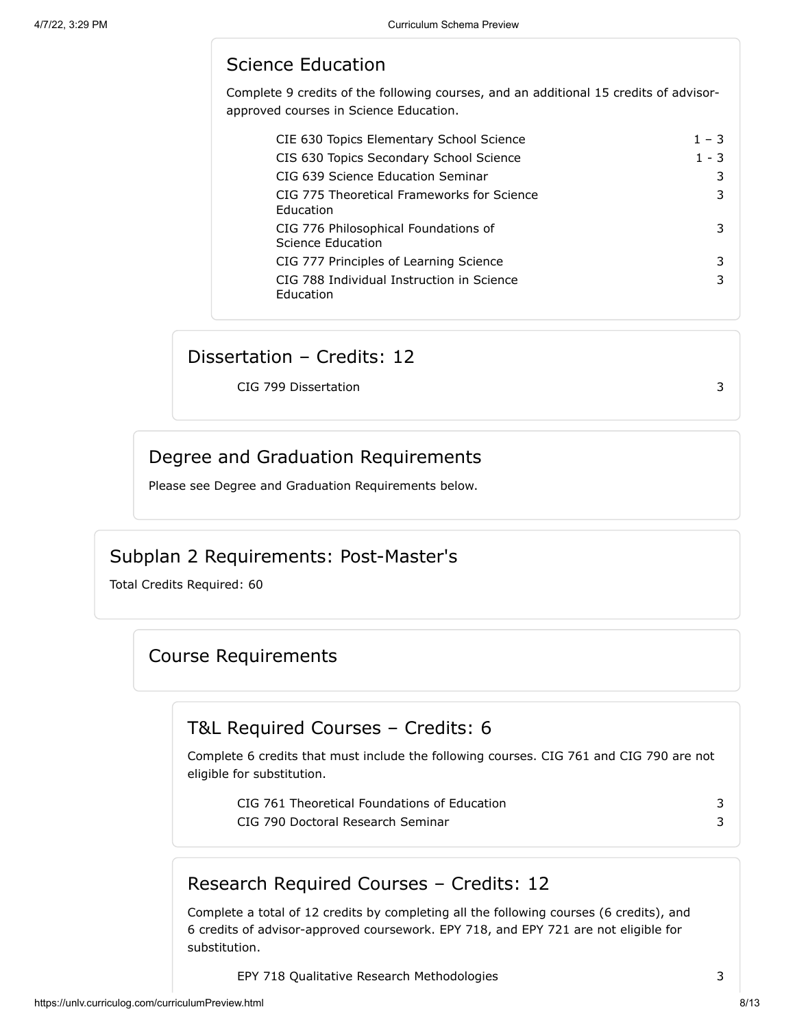### Science Education

Complete 9 credits of the following courses, and an additional 15 credits of advisor-approved courses in Science Education.

| Course | Credits |
| --- | --- |
| CIE 630 Topics Elementary School Science | 1 – 3 |
| CIS 630 Topics Secondary School Science | 1 - 3 |
| CIG 639 Science Education Seminar | 3 |
| CIG 775 Theoretical Frameworks for Science Education | 3 |
| CIG 776 Philosophical Foundations of Science Education | 3 |
| CIG 777 Principles of Learning Science | 3 |
| CIG 788 Individual Instruction in Science Education | 3 |

### Dissertation – Credits: 12

| Course | Credits |
| --- | --- |
| CIG 799 Dissertation | 3 |

## Degree and Graduation Requirements

Please see Degree and Graduation Requirements below.

# Subplan 2 Requirements: Post-Master's

Total Credits Required: 60

## Course Requirements

### T&L Required Courses – Credits: 6

Complete 6 credits that must include the following courses. CIG 761 and CIG 790 are not eligible for substitution.

| Course | Credits |
| --- | --- |
| CIG 761 Theoretical Foundations of Education | 3 |
| CIG 790 Doctoral Research Seminar | 3 |

### Research Required Courses – Credits: 12

Complete a total of 12 credits by completing all the following courses (6 credits), and 6 credits of advisor-approved coursework. EPY 718, and EPY 721 are not eligible for substitution.

| Course | Credits |
| --- | --- |
| EPY 718 Qualitative Research Methodologies | 3 |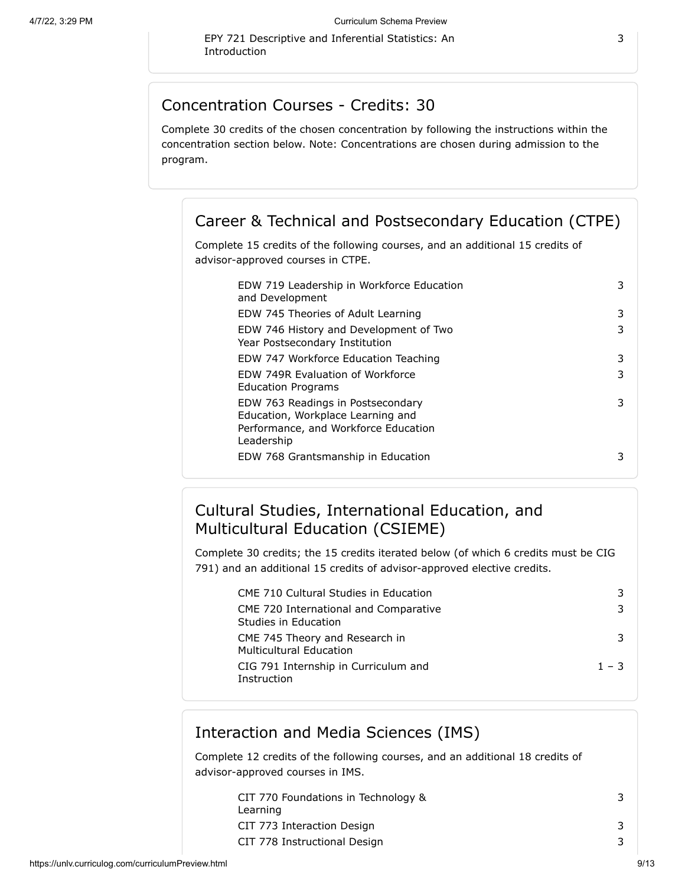| | |
|---|---|
| EPY 721 Descriptive and Inferential Statistics: An Introduction | 3 |

## Concentration Courses - Credits: 30

Complete 30 credits of the chosen concentration by following the instructions within the concentration section below. Note: Concentrations are chosen during admission to the program.

### Career & Technical and Postsecondary Education (CTPE)

Complete 15 credits of the following courses, and an additional 15 credits of advisor-approved courses in CTPE.

| | |
|---|---|
| EDW 719 Leadership in Workforce Education and Development | 3 |
| EDW 745 Theories of Adult Learning | 3 |
| EDW 746 History and Development of Two Year Postsecondary Institution | 3 |
| EDW 747 Workforce Education Teaching | 3 |
| EDW 749R Evaluation of Workforce Education Programs | 3 |
| EDW 763 Readings in Postsecondary Education, Workplace Learning and Performance, and Workforce Education Leadership | 3 |
| EDW 768 Grantsmanship in Education | 3 |

### Cultural Studies, International Education, and Multicultural Education (CSIEME)

Complete 30 credits; the 15 credits iterated below (of which 6 credits must be CIG 791) and an additional 15 credits of advisor-approved elective credits.

| | |
|---|---|
| CME 710 Cultural Studies in Education | 3 |
| CME 720 International and Comparative Studies in Education | 3 |
| CME 745 Theory and Research in Multicultural Education | 3 |
| CIG 791 Internship in Curriculum and Instruction | 1 – 3 |

### Interaction and Media Sciences (IMS)

Complete 12 credits of the following courses, and an additional 18 credits of advisor-approved courses in IMS.

| | |
|---|---|
| CIT 770 Foundations in Technology & Learning | 3 |
| CIT 773 Interaction Design | 3 |
| CIT 778 Instructional Design | 3 |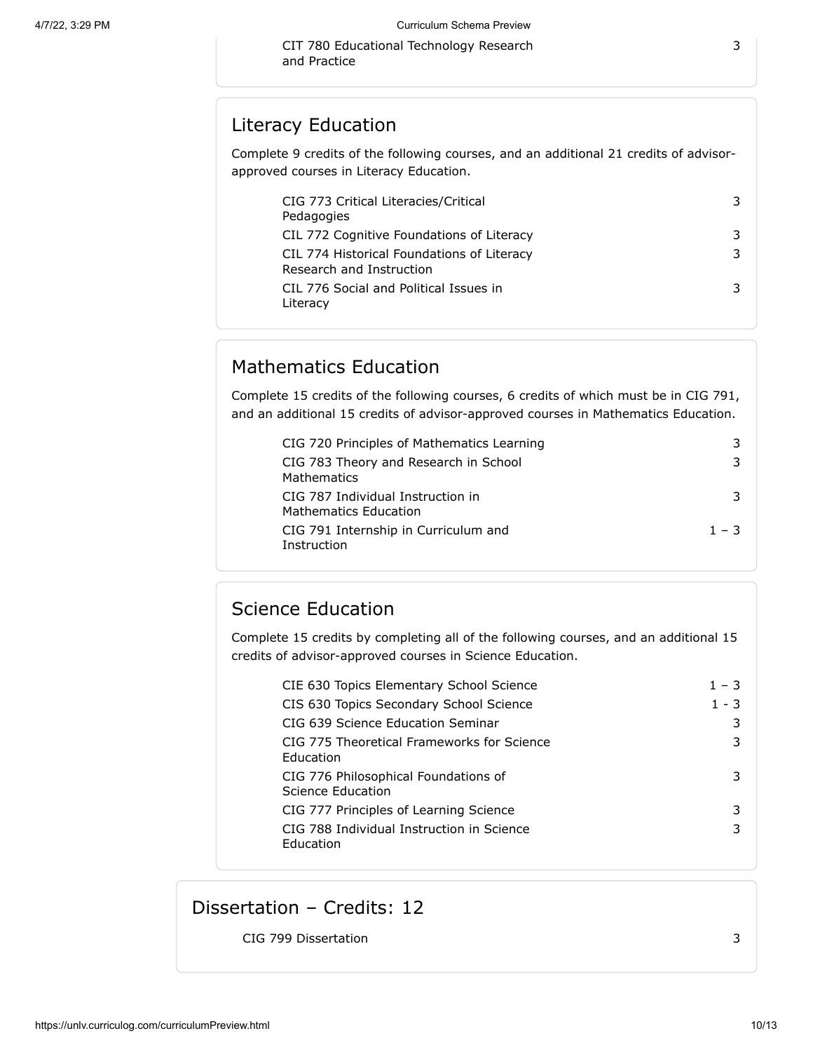| | |
|---|---|
| CIT 780 Educational Technology Research and Practice | 3 |

## Literacy Education

Complete 9 credits of the following courses, and an additional 21 credits of advisor-approved courses in Literacy Education.

| | |
|---|---|
| CIG 773 Critical Literacies/Critical Pedagogies | 3 |
| CIL 772 Cognitive Foundations of Literacy | 3 |
| CIL 774 Historical Foundations of Literacy Research and Instruction | 3 |
| CIL 776 Social and Political Issues in Literacy | 3 |

## Mathematics Education

Complete 15 credits of the following courses, 6 credits of which must be in CIG 791, and an additional 15 credits of advisor-approved courses in Mathematics Education.

| | |
|---|---|
| CIG 720 Principles of Mathematics Learning | 3 |
| CIG 783 Theory and Research in School Mathematics | 3 |
| CIG 787 Individual Instruction in Mathematics Education | 3 |
| CIG 791 Internship in Curriculum and Instruction | 1 – 3 |

## Science Education

Complete 15 credits by completing all of the following courses, and an additional 15 credits of advisor-approved courses in Science Education.

| | |
|---|---|
| CIE 630 Topics Elementary School Science | 1 – 3 |
| CIS 630 Topics Secondary School Science | 1 - 3 |
| CIG 639 Science Education Seminar | 3 |
| CIG 775 Theoretical Frameworks for Science Education | 3 |
| CIG 776 Philosophical Foundations of Science Education | 3 |
| CIG 777 Principles of Learning Science | 3 |
| CIG 788 Individual Instruction in Science Education | 3 |

# Dissertation – Credits: 12

| | |
|---|---|
| CIG 799 Dissertation | 3 |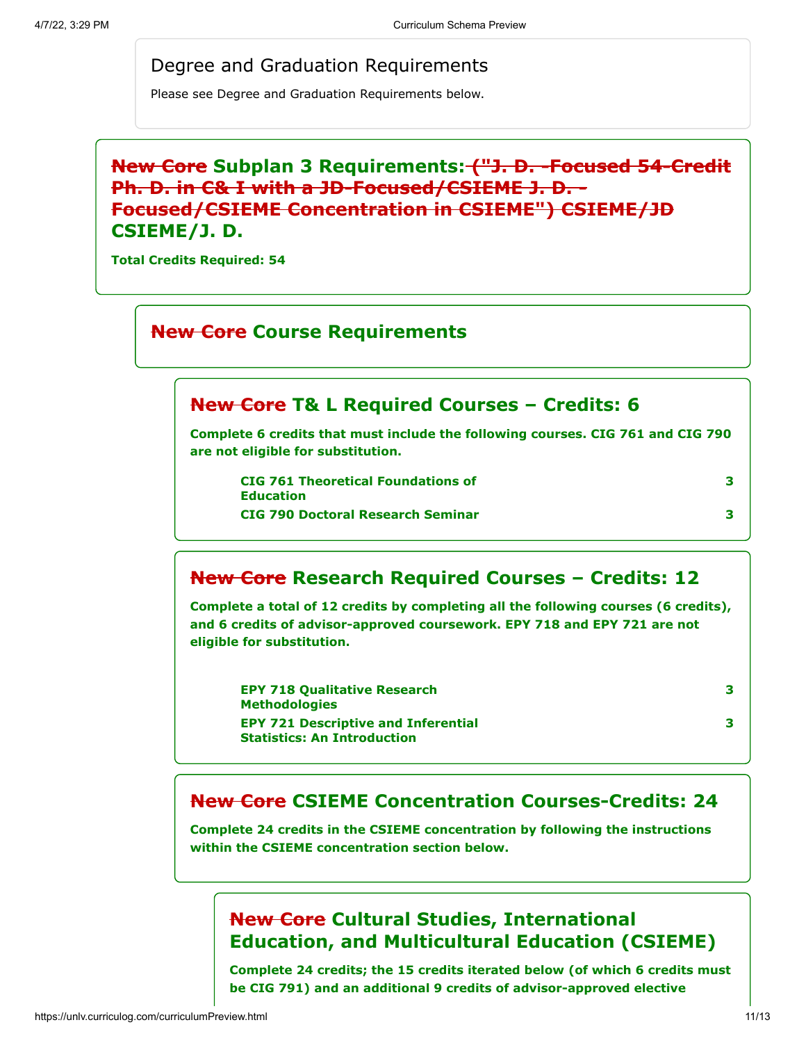## Degree and Graduation Requirements

Please see Degree and Graduation Requirements below.

## ~~New Core~~ Subplan 3 Requirements: ~~("J. D. -Focused 54-Credit Ph. D. in C& I with a JD-Focused/CSIEME J. D. -Focused/CSIEME Concentration in CSIEME") CSIEME/JD~~ CSIEME/J. D.

**Total Credits Required: 54**

### ~~New Core~~ Course Requirements

#### ~~New Core~~ T& L Required Courses – Credits: 6

**Complete 6 credits that must include the following courses. CIG 761 and CIG 790 are not eligible for substitution.**

| Course | Credits |
| --- | --- |
| CIG 761 Theoretical Foundations of Education | 3 |
| CIG 790 Doctoral Research Seminar | 3 |

#### ~~New Core~~ Research Required Courses – Credits: 12

**Complete a total of 12 credits by completing all the following courses (6 credits), and 6 credits of advisor-approved coursework. EPY 718 and EPY 721 are not eligible for substitution.**

| Course | Credits |
| --- | --- |
| EPY 718 Qualitative Research Methodologies | 3 |
| EPY 721 Descriptive and Inferential Statistics: An Introduction | 3 |

#### ~~New Core~~ CSIEME Concentration Courses-Credits: 24

**Complete 24 credits in the CSIEME concentration by following the instructions within the CSIEME concentration section below.**

##### ~~New Core~~ Cultural Studies, International Education, and Multicultural Education (CSIEME)

**Complete 24 credits; the 15 credits iterated below (of which 6 credits must be CIG 791) and an additional 9 credits of advisor-approved elective**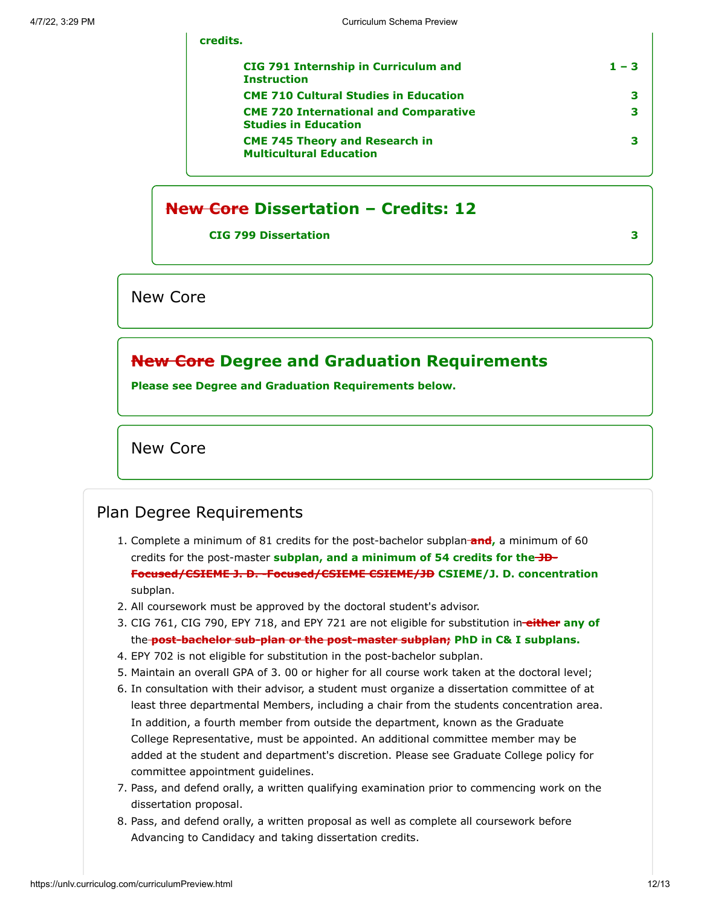credits.

| | |
|---|---|
| **CIG 791 Internship in Curriculum and Instruction** | **1 – 3** |
| **CME 710 Cultural Studies in Education** | **3** |
| **CME 720 International and Comparative Studies in Education** | **3** |
| **CME 745 Theory and Research in Multicultural Education** | **3** |

## ~~New Core~~ Dissertation – Credits: 12

| | |
|---|---|
| **CIG 799 Dissertation** | **3** |

New Core

## ~~New Core~~ Degree and Graduation Requirements

**Please see Degree and Graduation Requirements below.**

New Core

## Plan Degree Requirements

1. Complete a minimum of 81 credits for the post-bachelor subplan ~~and~~**,** a minimum of 60 credits for the post-master **subplan, and a minimum of 54 credits for the** ~~JD-Focused/CSIEME J. D. -Focused/CSIEME CSIEME/JD~~ **CSIEME/J. D. concentration** subplan.
2. All coursework must be approved by the doctoral student's advisor.
3. CIG 761, CIG 790, EPY 718, and EPY 721 are not eligible for substitution in ~~either~~ **any of** the ~~post-bachelor sub-plan or the post-master subplan;~~ **PhD in C& I subplans.**
4. EPY 702 is not eligible for substitution in the post-bachelor subplan.
5. Maintain an overall GPA of 3. 00 or higher for all course work taken at the doctoral level;
6. In consultation with their advisor, a student must organize a dissertation committee of at least three departmental Members, including a chair from the students concentration area. In addition, a fourth member from outside the department, known as the Graduate College Representative, must be appointed. An additional committee member may be added at the student and department's discretion. Please see Graduate College policy for committee appointment guidelines.
7. Pass, and defend orally, a written qualifying examination prior to commencing work on the dissertation proposal.
8. Pass, and defend orally, a written proposal as well as complete all coursework before Advancing to Candidacy and taking dissertation credits.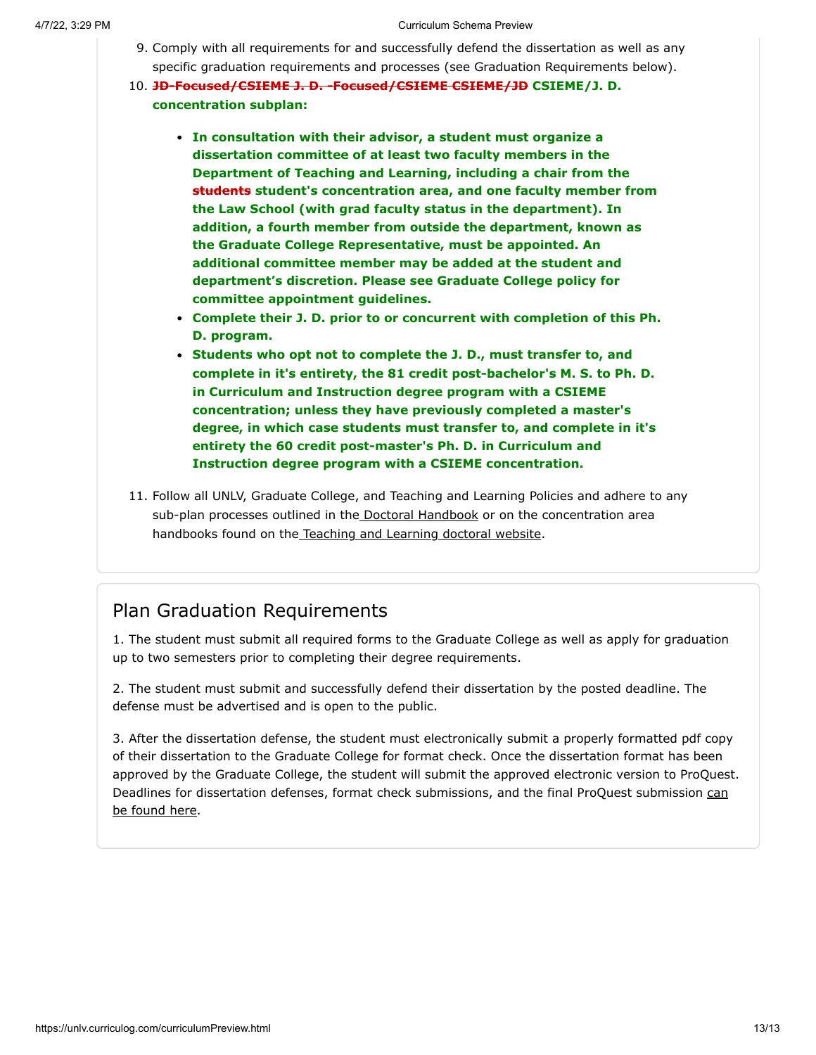9. Comply with all requirements for and successfully defend the dissertation as well as any specific graduation requirements and processes (see Graduation Requirements below).
10. ~~**JD-Focused/CSIEME J. D. -Focused/CSIEME CSIEME/JD**~~ **CSIEME/J. D. concentration subplan:**

    - **In consultation with their advisor, a student must organize a dissertation committee of at least two faculty members in the Department of Teaching and Learning, including a chair from the ~~students~~ student's concentration area, and one faculty member from the Law School (with grad faculty status in the department). In addition, a fourth member from outside the department, known as the Graduate College Representative, must be appointed. An additional committee member may be added at the student and department's discretion. Please see Graduate College policy for committee appointment guidelines.**
    - **Complete their J. D. prior to or concurrent with completion of this Ph. D. program.**
    - **Students who opt not to complete the J. D., must transfer to, and complete in it's entirety, the 81 credit post-bachelor's M. S. to Ph. D. in Curriculum and Instruction degree program with a CSIEME concentration; unless they have previously completed a master's degree, in which case students must transfer to, and complete in it's entirety the 60 credit post-master's Ph. D. in Curriculum and Instruction degree program with a CSIEME concentration.**

11. Follow all UNLV, Graduate College, and Teaching and Learning Policies and adhere to any sub-plan processes outlined in the Doctoral Handbook or on the concentration area handbooks found on the Teaching and Learning doctoral website.

## Plan Graduation Requirements

1. The student must submit all required forms to the Graduate College as well as apply for graduation up to two semesters prior to completing their degree requirements.

2. The student must submit and successfully defend their dissertation by the posted deadline. The defense must be advertised and is open to the public.

3. After the dissertation defense, the student must electronically submit a properly formatted pdf copy of their dissertation to the Graduate College for format check. Once the dissertation format has been approved by the Graduate College, the student will submit the approved electronic version to ProQuest. Deadlines for dissertation defenses, format check submissions, and the final ProQuest submission can be found here.